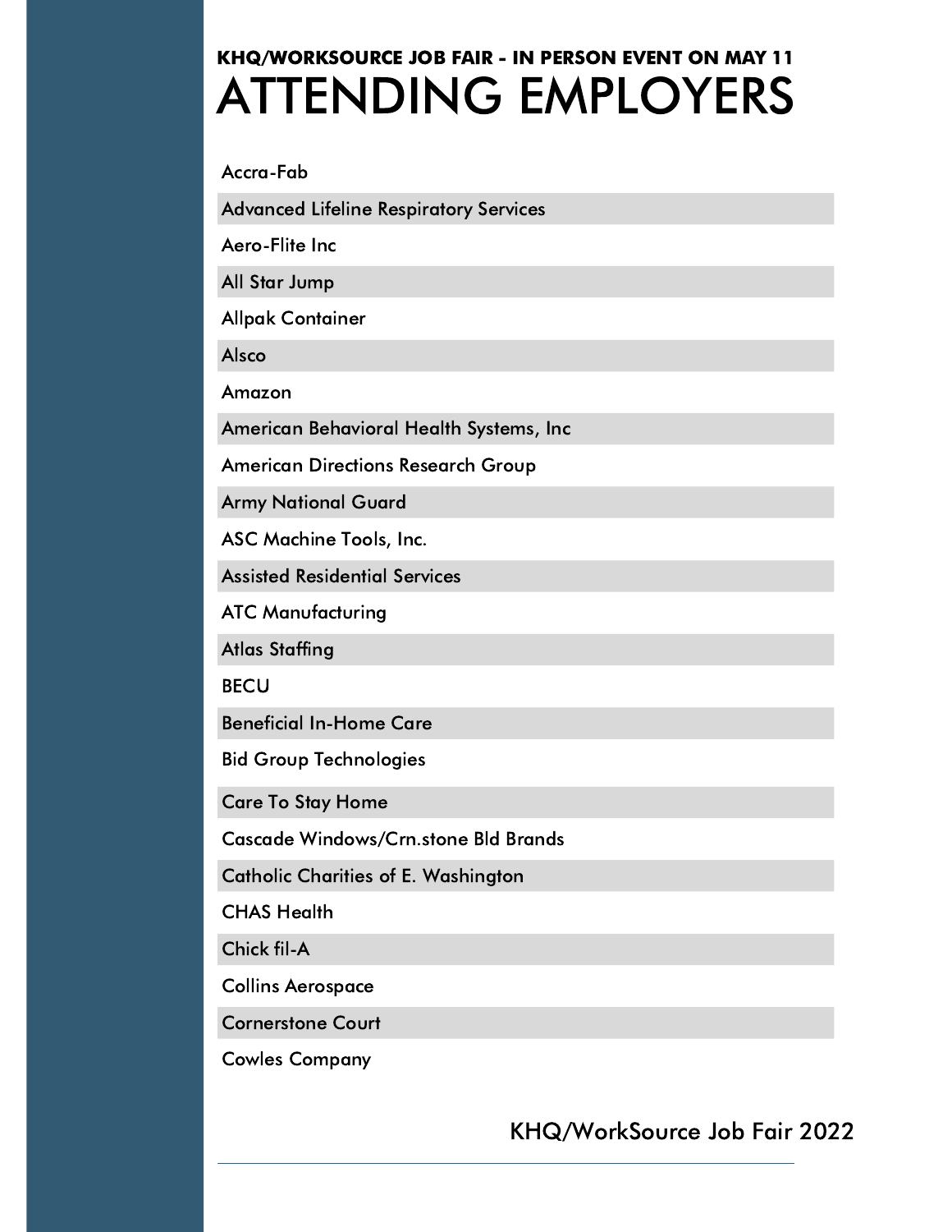**KHQ/WORKSOURCE JOB FAIR - IN PERSON EVENT ON MAY 11**

# ATTENDING EMPLOYERS

- Accra-Fab
- Advanced Lifeline Respiratory Services
- Aero-Flite Inc
- All Star Jump
- Allpak Container
- Alsco
- Amazon
- American Behavioral Health Systems, Inc
- American Directions Research Group
- Army National Guard
- ASC Machine Tools, Inc.
- Assisted Residential Services
- ATC Manufacturing
- Atlas Staffing
- BECU
- Beneficial In-Home Care
- Bid Group Technologies
- Care To Stay Home
- Cascade Windows/Crn.stone Bld Brands
- Catholic Charities of E. Washington
- CHAS Health
- Chick fil-A
- Collins Aerospace
- Cornerstone Court
- Cowles Company

KHQ/WorkSource Job Fair 2022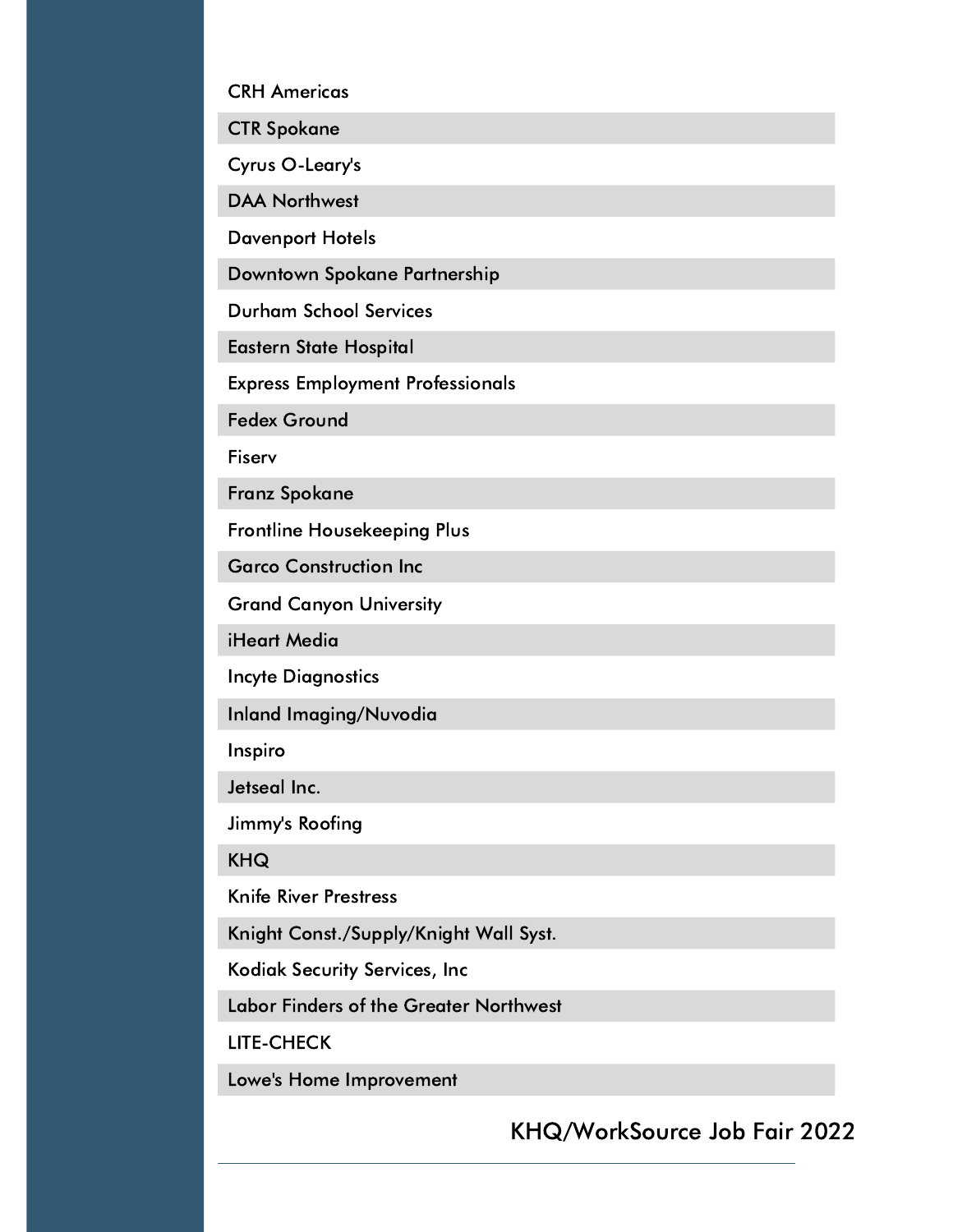CRH Americas

CTR Spokane

Cyrus O-Leary's

DAA Northwest

Davenport Hotels

Downtown Spokane Partnership

Durham School Services

Eastern State Hospital

Express Employment Professionals

Fedex Ground

Fiserv

Franz Spokane

Frontline Housekeeping Plus

Garco Construction Inc

Grand Canyon University

iHeart Media

Incyte Diagnostics

Inland Imaging/Nuvodia

Inspiro

Jetseal Inc.

Jimmy's Roofing

KHQ

Knife River Prestress

Knight Const./Supply/Knight Wall Syst.

Kodiak Security Services, Inc

Labor Finders of the Greater Northwest

LITE-CHECK

Lowe's Home Improvement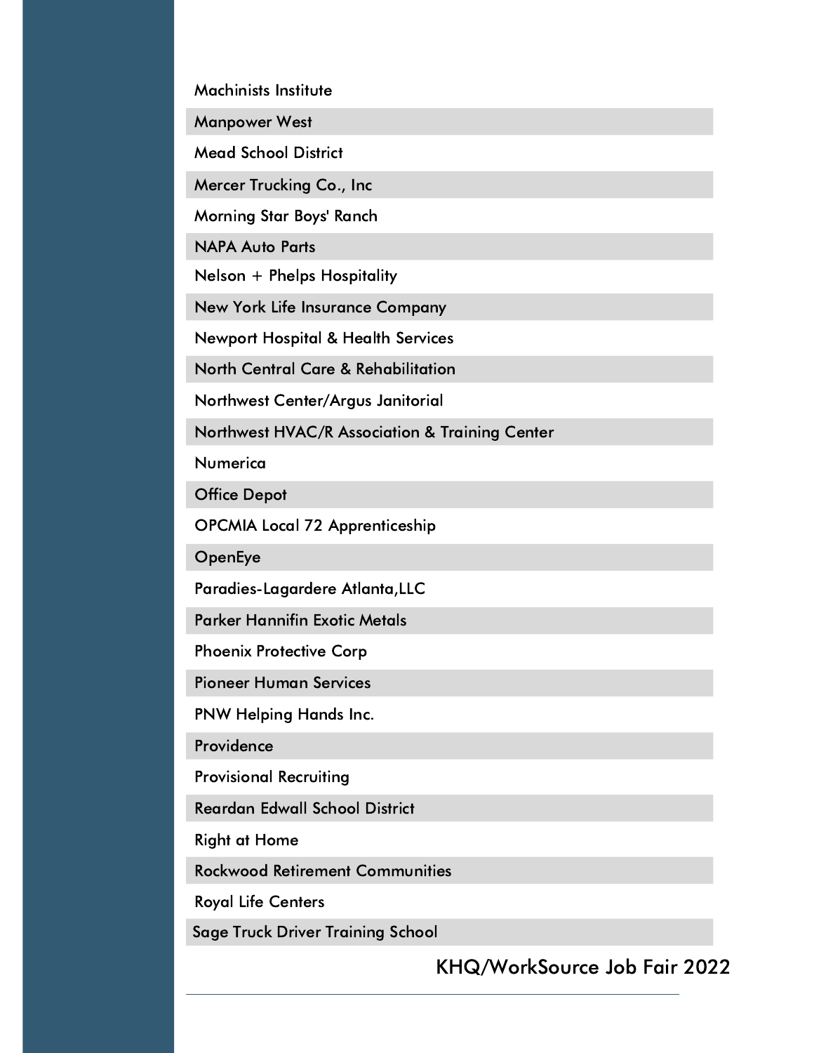Machinists Institute

Manpower West

Mead School District

Mercer Trucking Co., Inc

Morning Star Boys' Ranch

NAPA Auto Parts

Nelson + Phelps Hospitality

New York Life Insurance Company

Newport Hospital & Health Services

North Central Care & Rehabilitation

Northwest Center/Argus Janitorial

Northwest HVAC/R Association & Training Center

Numerica

Office Depot

OPCMIA Local 72 Apprenticeship

OpenEye

Paradies-Lagardere Atlanta,LLC

Parker Hannifin Exotic Metals

Phoenix Protective Corp

Pioneer Human Services

PNW Helping Hands Inc.

Providence

Provisional Recruiting

Reardan Edwall School District

Right at Home

Rockwood Retirement Communities

Royal Life Centers

Sage Truck Driver Training School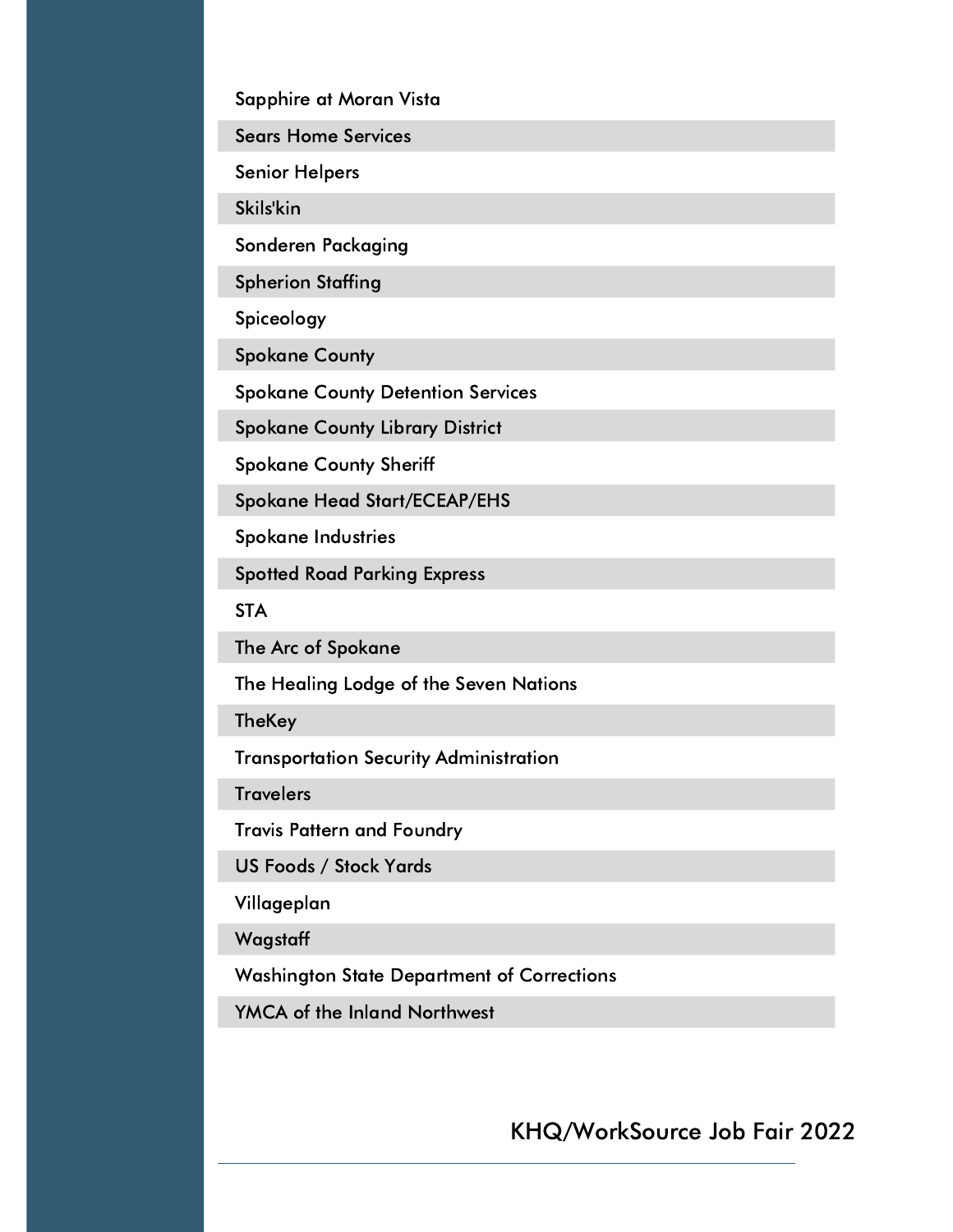- Sapphire at Moran Vista
- Sears Home Services
- Senior Helpers
- Skils'kin
- Sonderen Packaging
- Spherion Staffing
- Spiceology
- Spokane County
- Spokane County Detention Services
- Spokane County Library District
- Spokane County Sheriff
- Spokane Head Start/ECEAP/EHS
- Spokane Industries
- Spotted Road Parking Express
- STA
- The Arc of Spokane
- The Healing Lodge of the Seven Nations
- TheKey
- Transportation Security Administration
- Travelers
- Travis Pattern and Foundry
- US Foods / Stock Yards
- Villageplan
- Wagstaff
- Washington State Department of Corrections
- YMCA of the Inland Northwest